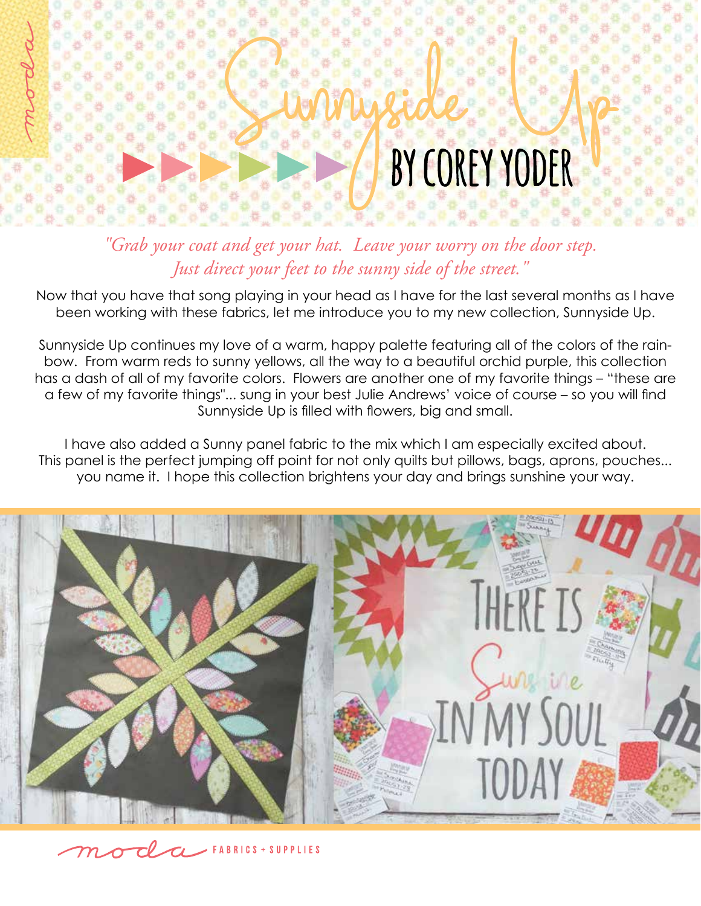# Sunnyside Up

## BY COREY YODER

*"Grab your coat and get your hat. Leave your worry on the door step. Just direct your feet to the sunny side of the street."*

Now that you have that song playing in your head as I have for the last several months as I have been working with these fabrics, let me introduce you to my new collection, Sunnyside Up.

Sunnyside Up continues my love of a warm, happy palette featuring all of the colors of the rainbow. From warm reds to sunny yellows, all the way to a beautiful orchid purple, this collection has a dash of all of my favorite colors. Flowers are another one of my favorite things – "these are a few of my favorite things"... sung in your best Julie Andrews' voice of course – so you will find Sunnyside Up is filled with flowers, big and small.

I have also added a Sunny panel fabric to the mix which I am especially excited about. This panel is the perfect jumping off point for not only quilts but pillows, bags, aprons, pouches... you name it. I hope this collection brightens your day and brings sunshine your way.

moda FABRICS + SUPPLIES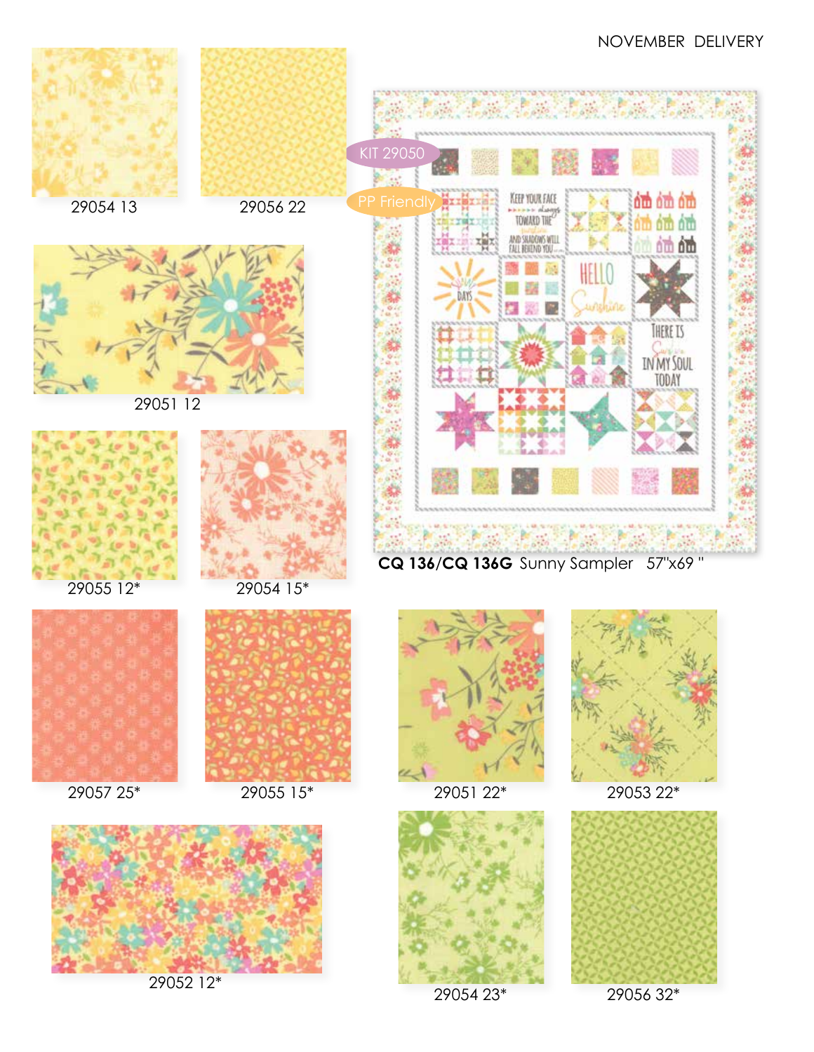NOVEMBER DELIVERY

29054 13

29056 22

KIT 29050

PP Friendly

29051 12

29055 12*

29054 15*

**CQ 136/CQ 136G** Sunny Sampler 57"x69 "

29057 25*

29055 15*

29051 22*

29053 22*

29052 12*

29054 23*

29056 32*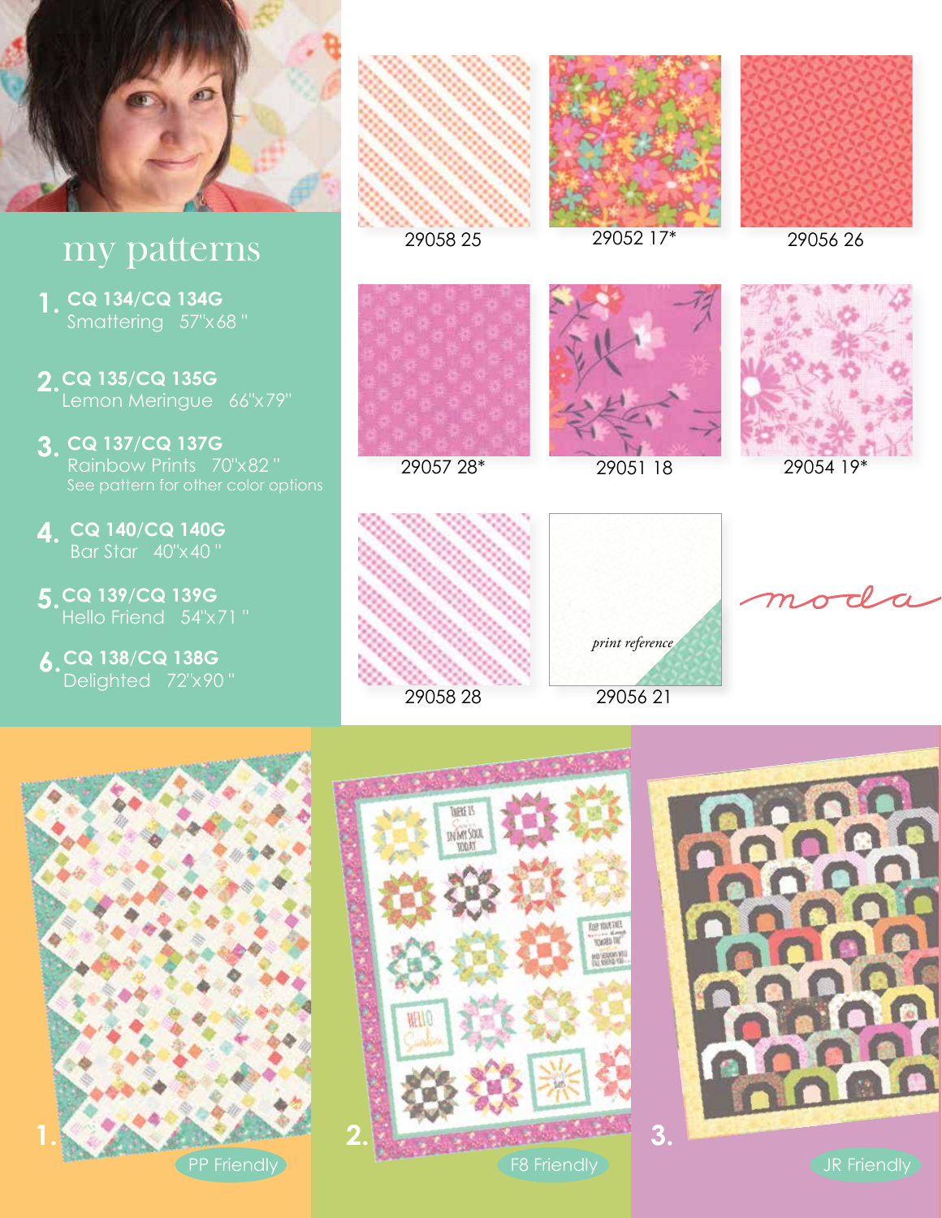## my patterns

1. **CQ 134/CQ 134G**
   Smattering 57"x68 "

2. **CQ 135/CQ 135G**
   Lemon Meringue 66"x79"

3. **CQ 137/CQ 137G**
   Rainbow Prints 70"x82 "
   See pattern for other color options

4. **CQ 140/CQ 140G**
   Bar Star 40"x40 "

5. **CQ 139/CQ 139G**
   Hello Friend 54"x71 "

6. **CQ 138/CQ 138G**
   Delighted 72"x90 "

29058 25

29052 17*

29056 26

29057 28*

29051 18

29054 19*

29058 28

print reference

29056 21

moda

1.

PP Friendly

2.

F8 Friendly

3.

JR Friendly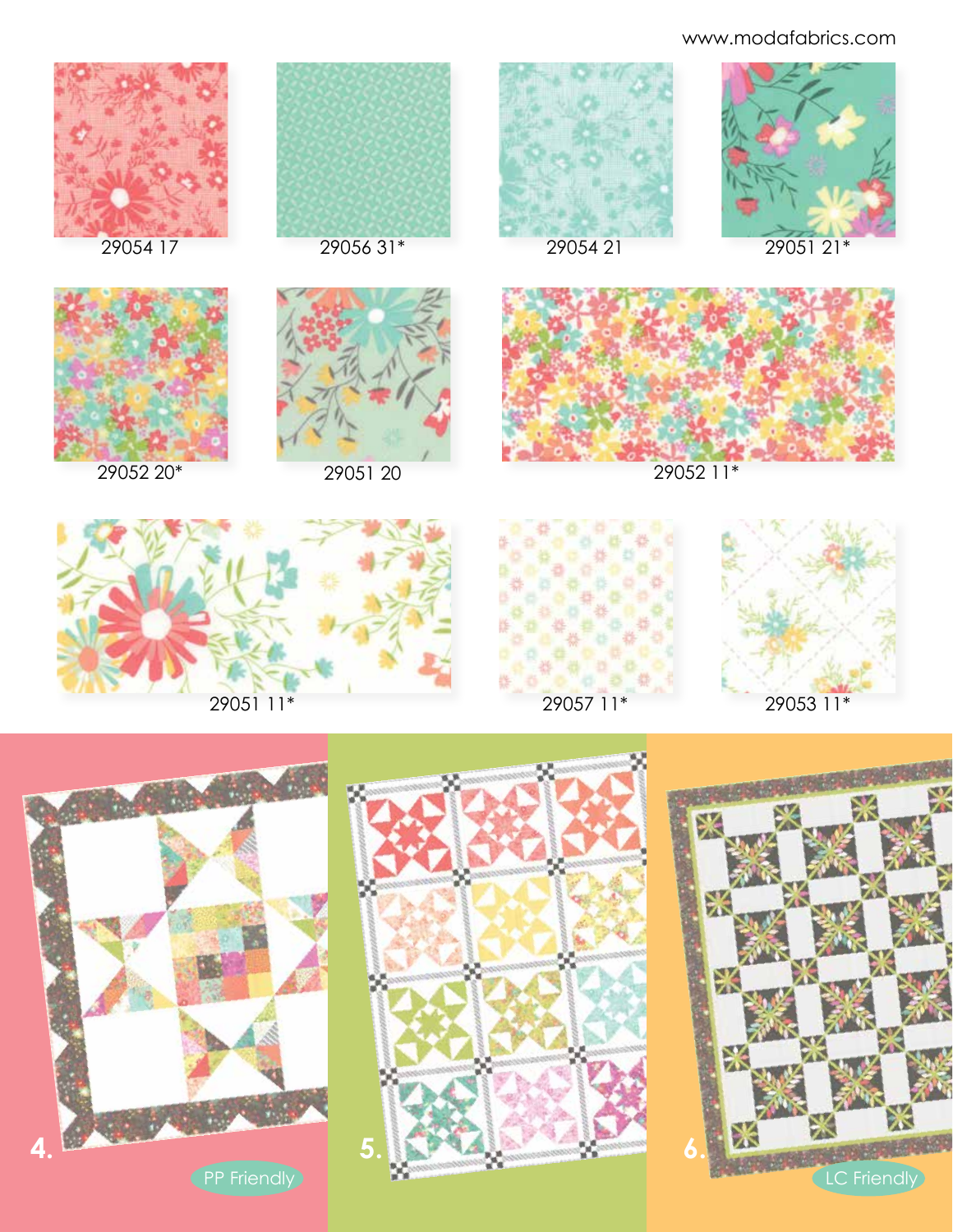www.modafabrics.com

29054 17

29056 31*

29054 21

29051 21*

29052 20*

29051 20

29052 11*

29051 11*

29057 11*

29053 11*

4.

PP Friendly

5.

6.

LC Friendly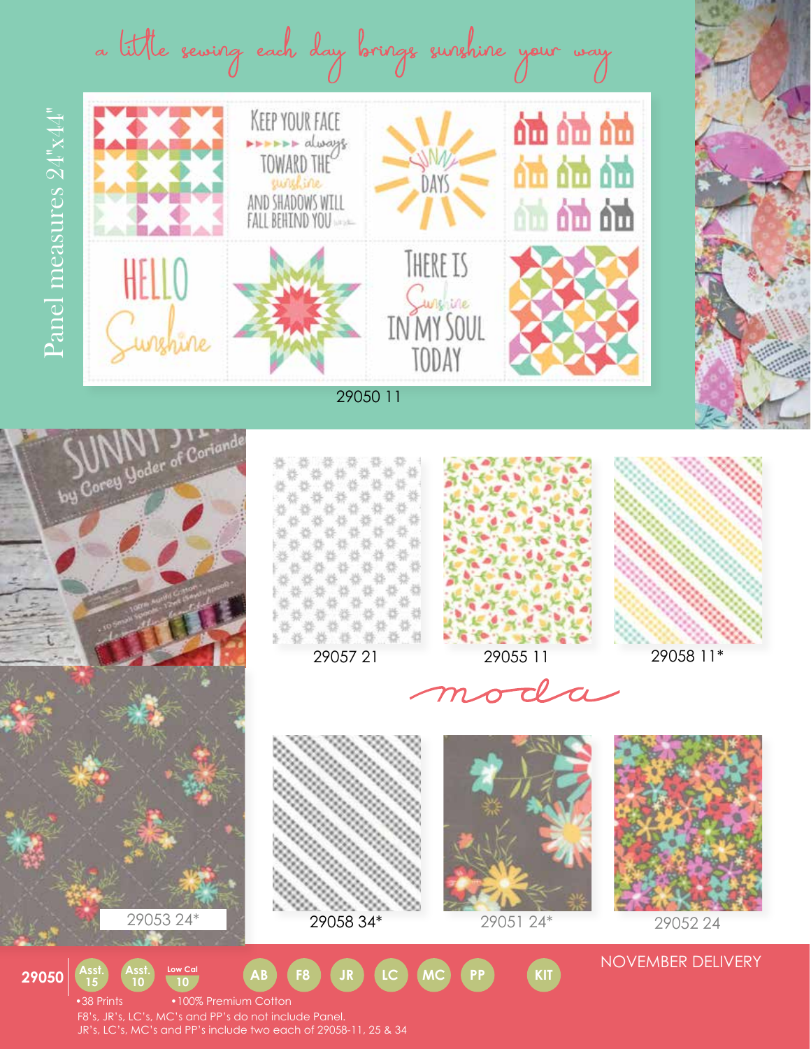a little sewing each day brings sunshine your way

Panel measures 24"x44"

29050 11

SUNNY STITCHES by Corey Yoder of Coriander

29057 21

29055 11

29058 11*

moda

29053 24*

29058 34*

29051 24*

29052 24

NOVEMBER DELIVERY

**29050** | Asst. 15 | Asst. 10 | Low Cal 10 | AB | F8 | JR | LC | MC | PP | KIT

•38 Prints •100% Premium Cotton

F8's, JR's, LC's, MC's and PP's do not include Panel.

JR's, LC's, MC's and PP's include two each of 29058-11, 25 & 34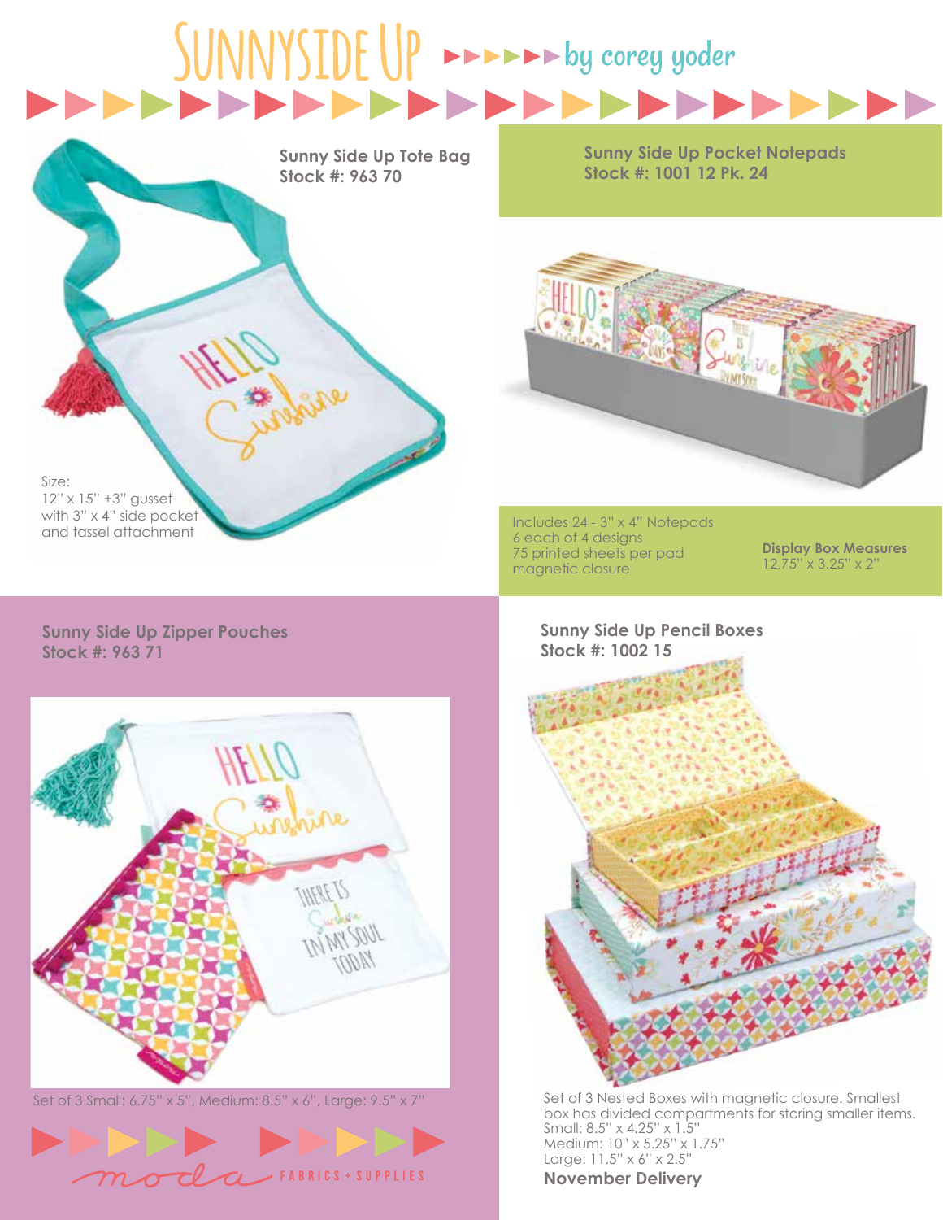# SUNNYSIDE UP by corey yoder

## Sunny Side Up Tote Bag
**Stock #: 963 70**

Size:
12" x 15" +3" gusset
with 3" x 4" side pocket
and tassel attachment

## Sunny Side Up Pocket Notepads
**Stock #: 1001 12 Pk. 24**

Includes 24 - 3" x 4" Notepads
6 each of 4 designs
75 printed sheets per pad
magnetic closure

**Display Box Measures**
12.75" x 3.25" x 2"

## Sunny Side Up Zipper Pouches
**Stock #: 963 71**

Set of 3 Small: 6.75" x 5", Medium: 8.5" x 6", Large: 9.5" x 7"

## Sunny Side Up Pencil Boxes
**Stock #: 1002 15**

Set of 3 Nested Boxes with magnetic closure. Smallest box has divided compartments for storing smaller items.
Small: 8.5" x 4.25" x 1.5"
Medium: 10" x 5.25" x 1.75"
Large: 11.5" x 6" x 2.5"

**November Delivery**

moda FABRICS + SUPPLIES